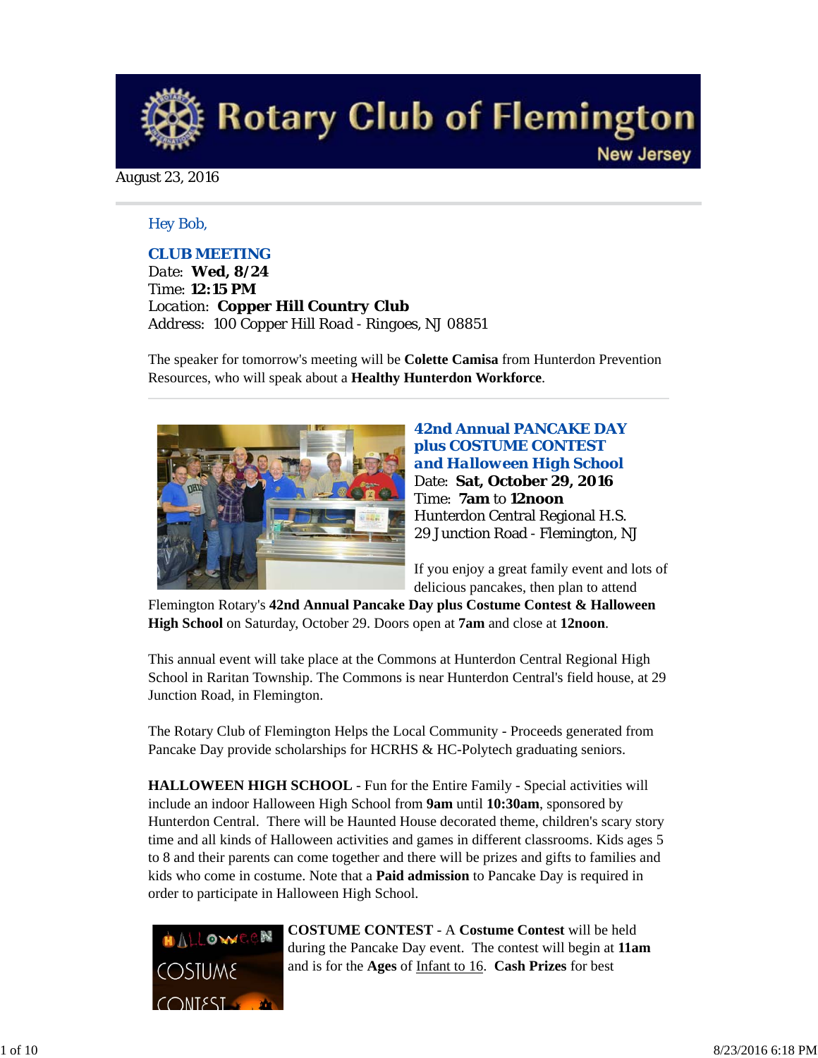# Rotary Club of Flemington

New Jersey

August 23, 2016

Hey Bob,

**CLUB MEETING**

Date: **Wed, 8/24**
Time: **12:15 PM**
Location: **Copper Hill Country Club**
Address: 100 Copper Hill Road - Ringoes, NJ 08851

The speaker for tomorrow's meeting will be **Colette Camisa** from Hunterdon Prevention Resources, who will speak about a **Healthy Hunterdon Workforce**.

---

## 42nd Annual PANCAKE DAY plus COSTUME CONTEST and Halloween High School

Date: **Sat, October 29, 2016**
Time: **7am** to **12noon**
Hunterdon Central Regional H.S.
29 Junction Road - Flemington, NJ

If you enjoy a great family event and lots of delicious pancakes, then plan to attend Flemington Rotary's **42nd Annual Pancake Day plus Costume Contest & Halloween High School** on Saturday, October 29. Doors open at **7am** and close at **12noon**.

This annual event will take place at the Commons at Hunterdon Central Regional High School in Raritan Township. The Commons is near Hunterdon Central's field house, at 29 Junction Road, in Flemington.

The Rotary Club of Flemington Helps the Local Community - Proceeds generated from Pancake Day provide scholarships for HCRHS & HC-Polytech graduating seniors.

**HALLOWEEN HIGH SCHOOL** - Fun for the Entire Family - Special activities will include an indoor Halloween High School from **9am** until **10:30am**, sponsored by Hunterdon Central. There will be Haunted House decorated theme, children's scary story time and all kinds of Halloween activities and games in different classrooms. Kids ages 5 to 8 and their parents can come together and there will be prizes and gifts to families and kids who come in costume. Note that a **Paid admission** to Pancake Day is required in order to participate in Halloween High School.

**COSTUME CONTEST** - A **Costume Contest** will be held during the Pancake Day event. The contest will begin at **11am** and is for the **Ages** of Infant to 16. **Cash Prizes** for best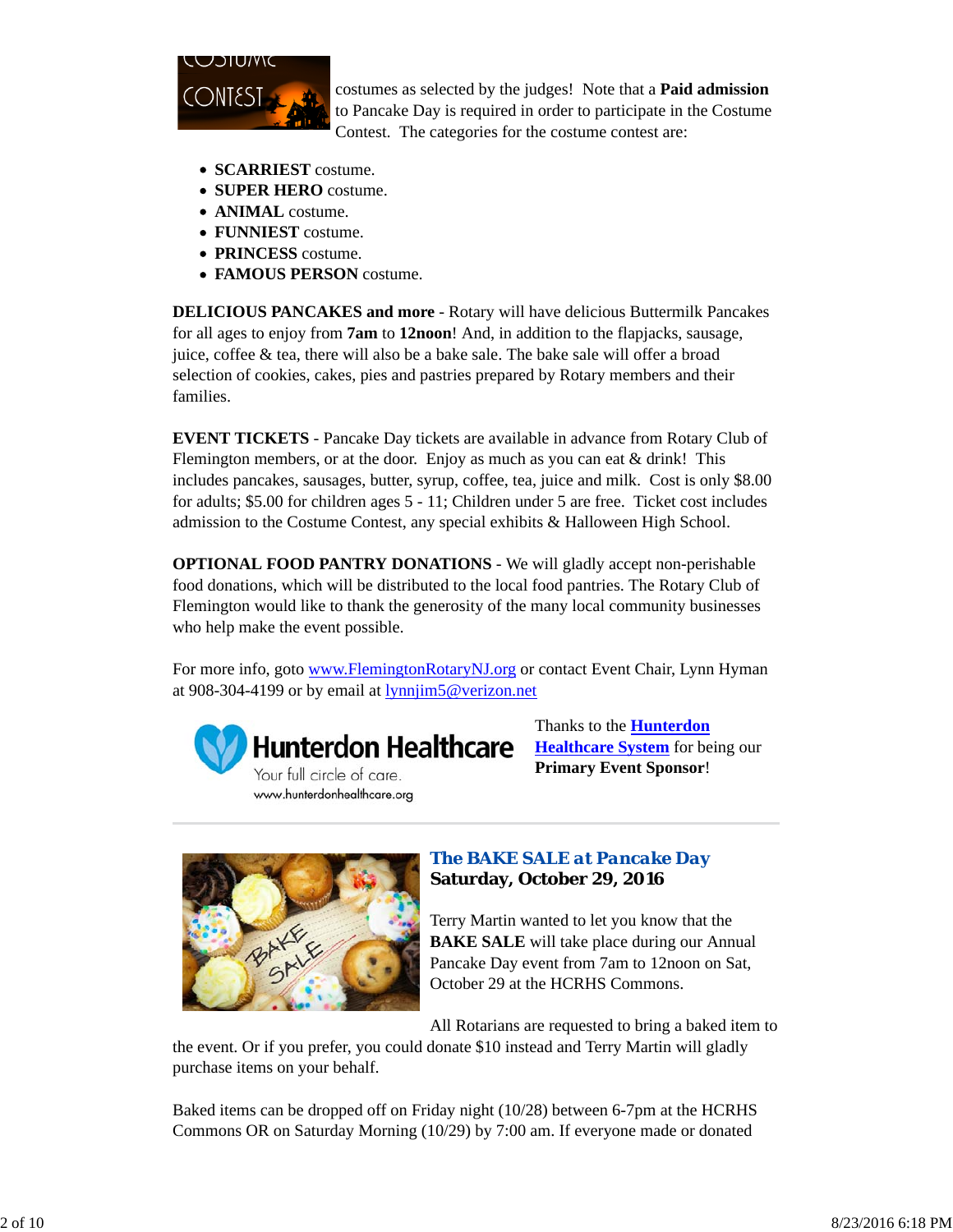costumes as selected by the judges!  Note that a **Paid admission** to Pancake Day is required in order to participate in the Costume Contest.  The categories for the costume contest are:

- **SCARRIEST** costume.
- **SUPER HERO** costume.
- **ANIMAL** costume.
- **FUNNIEST** costume.
- **PRINCESS** costume.
- **FAMOUS PERSON** costume.

**DELICIOUS PANCAKES and more** - Rotary will have delicious Buttermilk Pancakes for all ages to enjoy from **7am** to **12noon**! And, in addition to the flapjacks, sausage, juice, coffee & tea, there will also be a bake sale. The bake sale will offer a broad selection of cookies, cakes, pies and pastries prepared by Rotary members and their families.

**EVENT TICKETS** - Pancake Day tickets are available in advance from Rotary Club of Flemington members, or at the door.  Enjoy as much as you can eat & drink!  This includes pancakes, sausages, butter, syrup, coffee, tea, juice and milk.  Cost is only $8.00 for adults; $5.00 for children ages 5 - 11; Children under 5 are free.  Ticket cost includes admission to the Costume Contest, any special exhibits & Halloween High School.

**OPTIONAL FOOD PANTRY DONATIONS** - We will gladly accept non-perishable food donations, which will be distributed to the local food pantries. The Rotary Club of Flemington would like to thank the generosity of the many local community businesses who help make the event possible.

For more info, goto www.FlemingtonRotaryNJ.org or contact Event Chair, Lynn Hyman at 908-304-4199 or by email at lynnjim5@verizon.net

Thanks to the **Hunterdon Healthcare System** for being our **Primary Event Sponsor**!

## *The BAKE SALE at Pancake Day*
**Saturday, October 29, 2016**

Terry Martin wanted to let you know that the **BAKE SALE** will take place during our Annual Pancake Day event from 7am to 12noon on Sat, October 29 at the HCRHS Commons.

All Rotarians are requested to bring a baked item to the event. Or if you prefer, you could donate $10 instead and Terry Martin will gladly purchase items on your behalf.

Baked items can be dropped off on Friday night (10/28) between 6-7pm at the HCRHS Commons OR on Saturday Morning (10/29) by 7:00 am. If everyone made or donated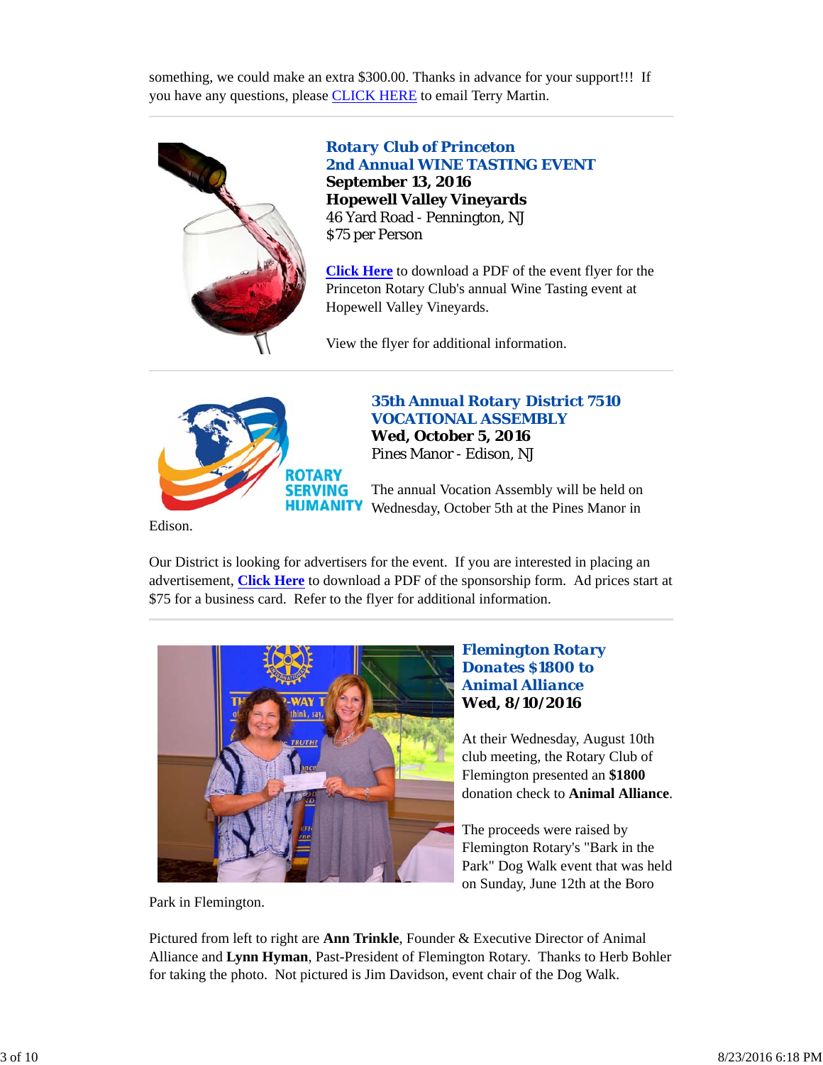something, we could make an extra $300.00. Thanks in advance for your support!!! If you have any questions, please CLICK HERE to email Terry Martin.

---

### Rotary Club of Princeton
### 2nd Annual WINE TASTING EVENT

**September 13, 2016**
**Hopewell Valley Vineyards**
46 Yard Road - Pennington, NJ
$75 per Person

**Click Here** to download a PDF of the event flyer for the Princeton Rotary Club's annual Wine Tasting event at Hopewell Valley Vineyards.

View the flyer for additional information.

---

### 35th Annual Rotary District 7510
### VOCATIONAL ASSEMBLY

**Wed, October 5, 2016**
Pines Manor - Edison, NJ

The annual Vocation Assembly will be held on Wednesday, October 5th at the Pines Manor in Edison.

Our District is looking for advertisers for the event. If you are interested in placing an advertisement, **Click Here** to download a PDF of the sponsorship form. Ad prices start at $75 for a business card. Refer to the flyer for additional information.

---

### Flemington Rotary Donates $1800 to Animal Alliance

**Wed, 8/10/2016**

At their Wednesday, August 10th club meeting, the Rotary Club of Flemington presented an **$1800** donation check to **Animal Alliance**.

The proceeds were raised by Flemington Rotary's "Bark in the Park" Dog Walk event that was held on Sunday, June 12th at the Boro Park in Flemington.

Pictured from left to right are **Ann Trinkle**, Founder & Executive Director of Animal Alliance and **Lynn Hyman**, Past-President of Flemington Rotary. Thanks to Herb Bohler for taking the photo. Not pictured is Jim Davidson, event chair of the Dog Walk.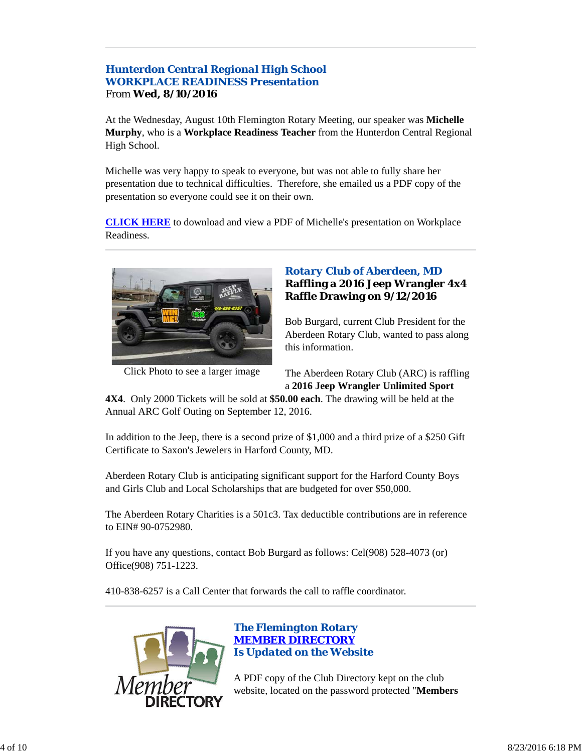---

### Hunterdon Central Regional High School
### WORKPLACE READINESS Presentation

From **Wed, 8/10/2016**

At the Wednesday, August 10th Flemington Rotary Meeting, our speaker was **Michelle Murphy**, who is a **Workplace Readiness Teacher** from the Hunterdon Central Regional High School.

Michelle was very happy to speak to everyone, but was not able to fully share her presentation due to technical difficulties. Therefore, she emailed us a PDF copy of the presentation so everyone could see it on their own.

**CLICK HERE** to download and view a PDF of Michelle's presentation on Workplace Readiness.

---

Click Photo to see a larger image

### Rotary Club of Aberdeen, MD
### Raffling a 2016 Jeep Wrangler 4x4
### Raffle Drawing on 9/12/2016

Bob Burgard, current Club President for the Aberdeen Rotary Club, wanted to pass along this information.

The Aberdeen Rotary Club (ARC) is raffling a **2016 Jeep Wrangler Unlimited Sport 4X4**. Only 2000 Tickets will be sold at **$50.00 each**. The drawing will be held at the Annual ARC Golf Outing on September 12, 2016.

In addition to the Jeep, there is a second prize of $1,000 and a third prize of a $250 Gift Certificate to Saxon's Jewelers in Harford County, MD.

Aberdeen Rotary Club is anticipating significant support for the Harford County Boys and Girls Club and Local Scholarships that are budgeted for over $50,000.

The Aberdeen Rotary Charities is a 501c3. Tax deductible contributions are in reference to EIN# 90-0752980.

If you have any questions, contact Bob Burgard as follows: Cel(908) 528-4073 (or) Office(908) 751-1223.

410-838-6257 is a Call Center that forwards the call to raffle coordinator.

---

### The Flemington Rotary
### MEMBER DIRECTORY
### Is Updated on the Website

A PDF copy of the Club Directory kept on the club website, located on the password protected "**Members**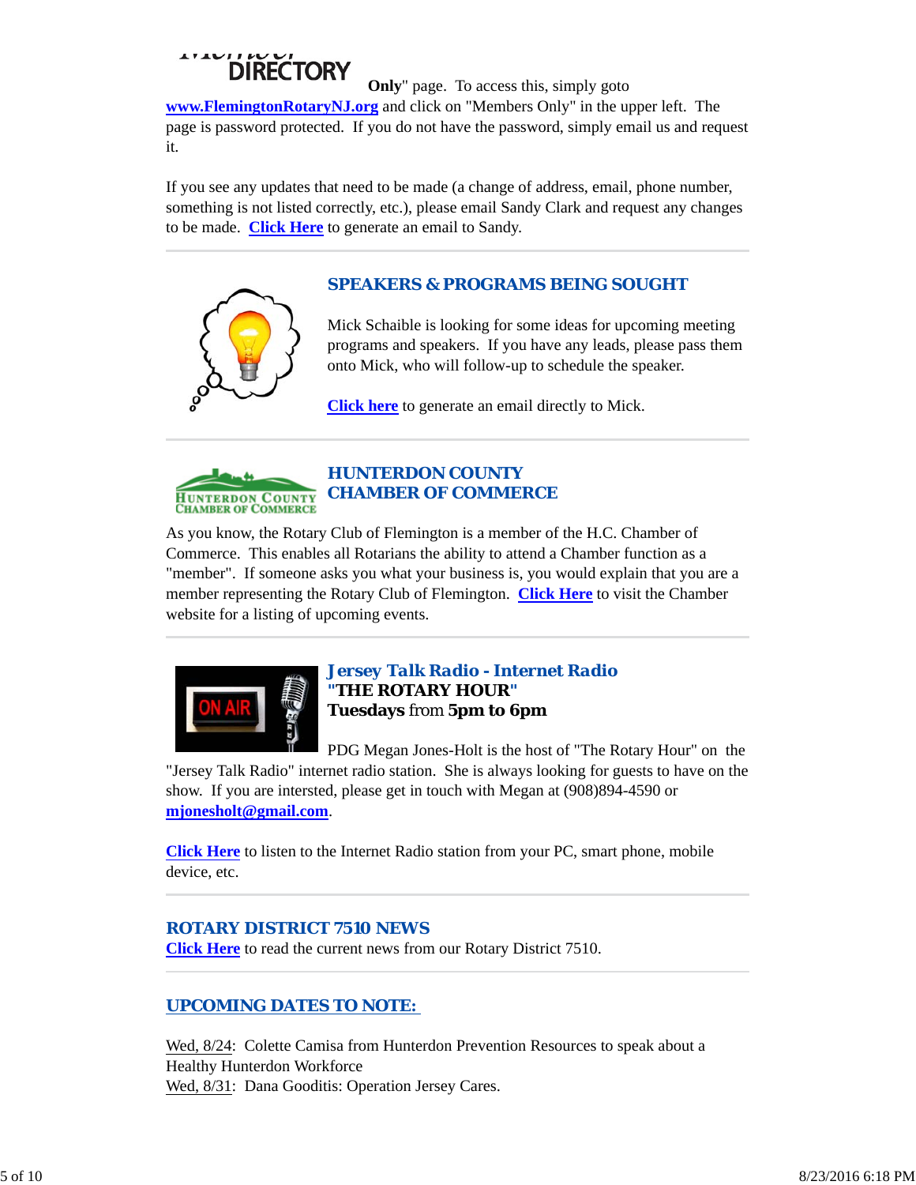**Only**" page. To access this, simply goto **www.FlemingtonRotaryNJ.org** and click on "Members Only" in the upper left. The page is password protected. If you do not have the password, simply email us and request it.

If you see any updates that need to be made (a change of address, email, phone number, something is not listed correctly, etc.), please email Sandy Clark and request any changes to be made. **Click Here** to generate an email to Sandy.

---

## SPEAKERS & PROGRAMS BEING SOUGHT

Mick Schaible is looking for some ideas for upcoming meeting programs and speakers. If you have any leads, please pass them onto Mick, who will follow-up to schedule the speaker.

**Click here** to generate an email directly to Mick.

---

## HUNTERDON COUNTY CHAMBER OF COMMERCE

As you know, the Rotary Club of Flemington is a member of the H.C. Chamber of Commerce. This enables all Rotarians the ability to attend a Chamber function as a "member". If someone asks you what your business is, you would explain that you are a member representing the Rotary Club of Flemington. **Click Here** to visit the Chamber website for a listing of upcoming events.

---

## *Jersey Talk Radio - Internet Radio*

**"THE ROTARY HOUR"**

**Tuesdays** from **5pm to 6pm**

PDG Megan Jones-Holt is the host of "The Rotary Hour" on the "Jersey Talk Radio" internet radio station. She is always looking for guests to have on the show. If you are intersted, please get in touch with Megan at (908)894-4590 or **mjonesholt@gmail.com**.

**Click Here** to listen to the Internet Radio station from your PC, smart phone, mobile device, etc.

---

## ROTARY DISTRICT 7510 NEWS

**Click Here** to read the current news from our Rotary District 7510.

---

## UPCOMING DATES TO NOTE:

Wed, 8/24: Colette Camisa from Hunterdon Prevention Resources to speak about a Healthy Hunterdon Workforce
Wed, 8/31: Dana Gooditis: Operation Jersey Cares.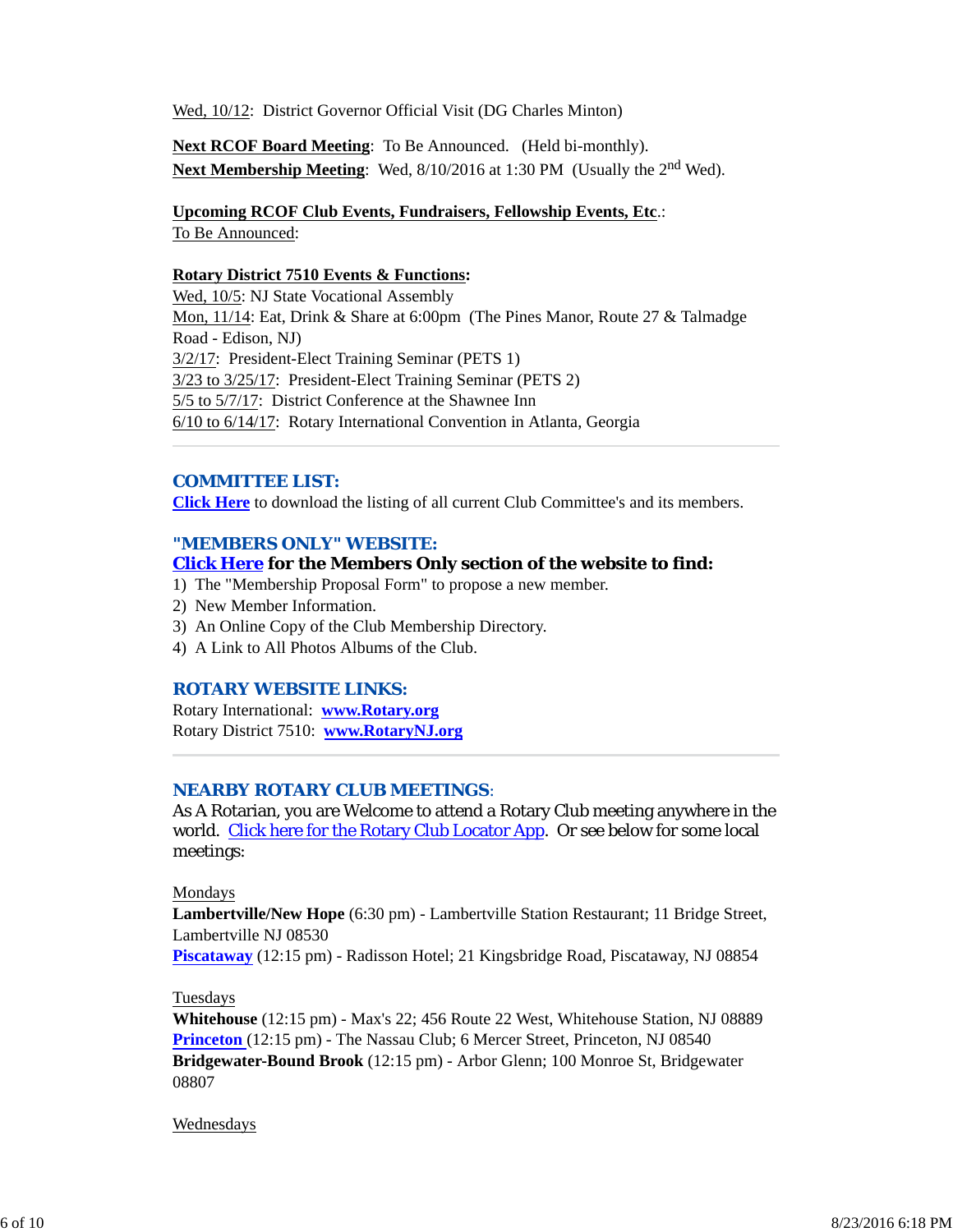Wed, 10/12: District Governor Official Visit (DG Charles Minton)

**Next RCOF Board Meeting**: To Be Announced. (Held bi-monthly).
**Next Membership Meeting**: Wed, 8/10/2016 at 1:30 PM (Usually the 2nd Wed).

**Upcoming RCOF Club Events, Fundraisers, Fellowship Events, Etc.**:
To Be Announced:

**Rotary District 7510 Events & Functions:**
Wed, 10/5: NJ State Vocational Assembly
Mon, 11/14: Eat, Drink & Share at 6:00pm (The Pines Manor, Route 27 & Talmadge Road - Edison, NJ)
3/2/17: President-Elect Training Seminar (PETS 1)
3/23 to 3/25/17: President-Elect Training Seminar (PETS 2)
5/5 to 5/7/17: District Conference at the Shawnee Inn
6/10 to 6/14/17: Rotary International Convention in Atlanta, Georgia

---

## COMMITTEE LIST:

**Click Here** to download the listing of all current Club Committee's and its members.

## "MEMBERS ONLY" WEBSITE:

**Click Here for the Members Only section of the website to find:**

1) The "Membership Proposal Form" to propose a new member.
2) New Member Information.
3) An Online Copy of the Club Membership Directory.
4) A Link to All Photos Albums of the Club.

## ROTARY WEBSITE LINKS:

Rotary International: **www.Rotary.org**
Rotary District 7510: **www.RotaryNJ.org**

---

## NEARBY ROTARY CLUB MEETINGS:

As A Rotarian, you are Welcome to attend a Rotary Club meeting anywhere in the world. Click here for the Rotary Club Locator App. Or see below for some local meetings:

Mondays
**Lambertville/New Hope** (6:30 pm) - Lambertville Station Restaurant; 11 Bridge Street, Lambertville NJ 08530
**Piscataway** (12:15 pm) - Radisson Hotel; 21 Kingsbridge Road, Piscataway, NJ 08854

Tuesdays
**Whitehouse** (12:15 pm) - Max's 22; 456 Route 22 West, Whitehouse Station, NJ 08889
**Princeton** (12:15 pm) - The Nassau Club; 6 Mercer Street, Princeton, NJ 08540
**Bridgewater-Bound Brook** (12:15 pm) - Arbor Glenn; 100 Monroe St, Bridgewater 08807

Wednesdays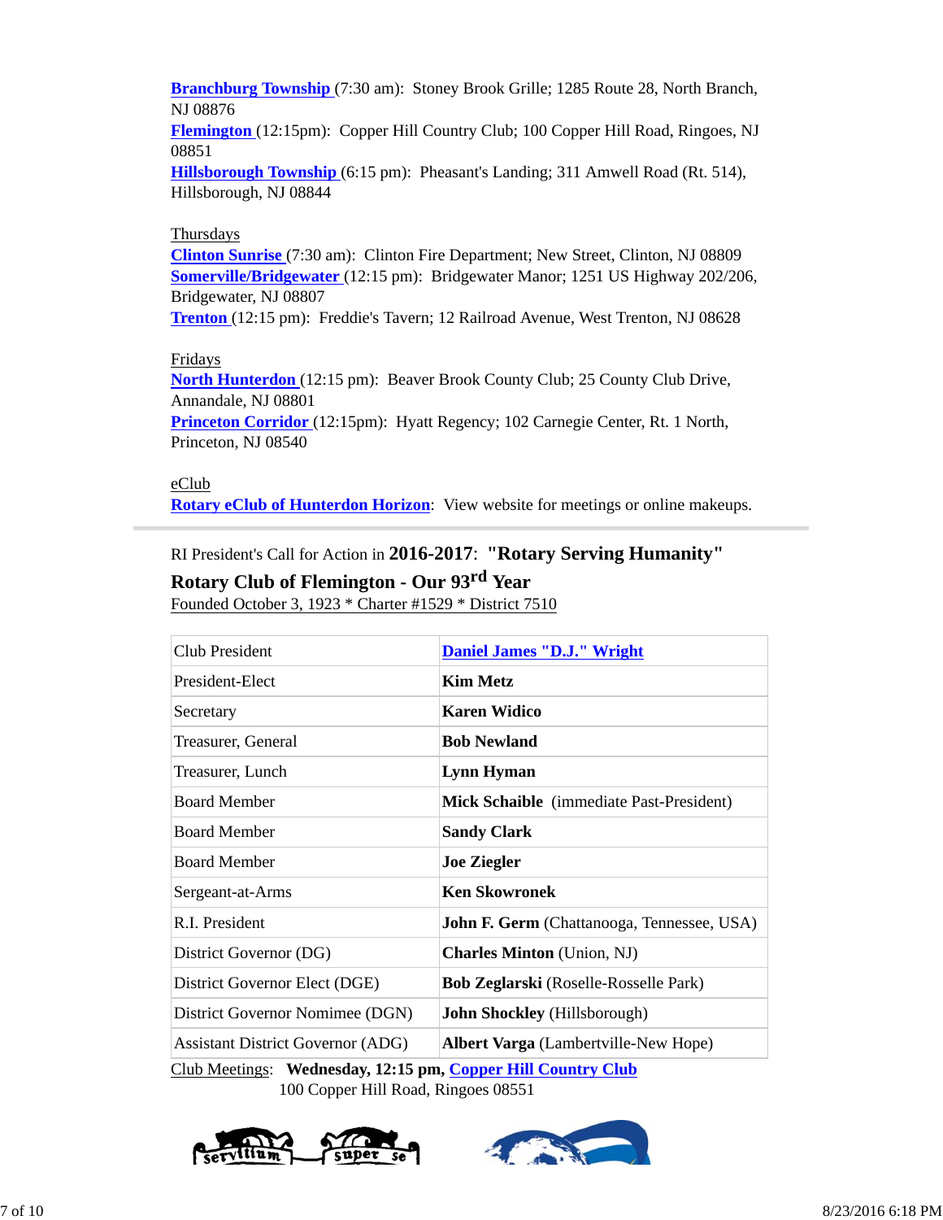**Branchburg Township** (7:30 am): Stoney Brook Grille; 1285 Route 28, North Branch, NJ 08876
**Flemington** (12:15pm): Copper Hill Country Club; 100 Copper Hill Road, Ringoes, NJ 08851
**Hillsborough Township** (6:15 pm): Pheasant's Landing; 311 Amwell Road (Rt. 514), Hillsborough, NJ 08844

Thursdays
**Clinton Sunrise** (7:30 am): Clinton Fire Department; New Street, Clinton, NJ 08809
**Somerville/Bridgewater** (12:15 pm): Bridgewater Manor; 1251 US Highway 202/206, Bridgewater, NJ 08807
**Trenton** (12:15 pm): Freddie's Tavern; 12 Railroad Avenue, West Trenton, NJ 08628

Fridays
**North Hunterdon** (12:15 pm): Beaver Brook County Club; 25 County Club Drive, Annandale, NJ 08801
**Princeton Corridor** (12:15pm): Hyatt Regency; 102 Carnegie Center, Rt. 1 North, Princeton, NJ 08540

eClub
**Rotary eClub of Hunterdon Horizon**: View website for meetings or online makeups.

---

RI President's Call for Action in **2016-2017**: **"Rotary Serving Humanity"**

**Rotary Club of Flemington - Our 93rd Year**

Founded October 3, 1923 * Charter #1529 * District 7510

| | |
|---|---|
| Club President | **Daniel James "D.J." Wright** |
| President-Elect | **Kim Metz** |
| Secretary | **Karen Widico** |
| Treasurer, General | **Bob Newland** |
| Treasurer, Lunch | **Lynn Hyman** |
| Board Member | **Mick Schaible** (immediate Past-President) |
| Board Member | **Sandy Clark** |
| Board Member | **Joe Ziegler** |
| Sergeant-at-Arms | **Ken Skowronek** |
| R.I. President | **John F. Germ** (Chattanooga, Tennessee, USA) |
| District Governor (DG) | **Charles Minton** (Union, NJ) |
| District Governor Elect (DGE) | **Bob Zeglarski** (Roselle-Rosselle Park) |
| District Governor Nomimee (DGN) | **John Shockley** (Hillsborough) |
| Assistant District Governor (ADG) | **Albert Varga** (Lambertville-New Hope) |

Club Meetings: **Wednesday, 12:15 pm, Copper Hill Country Club**
100 Copper Hill Road, Ringoes 08551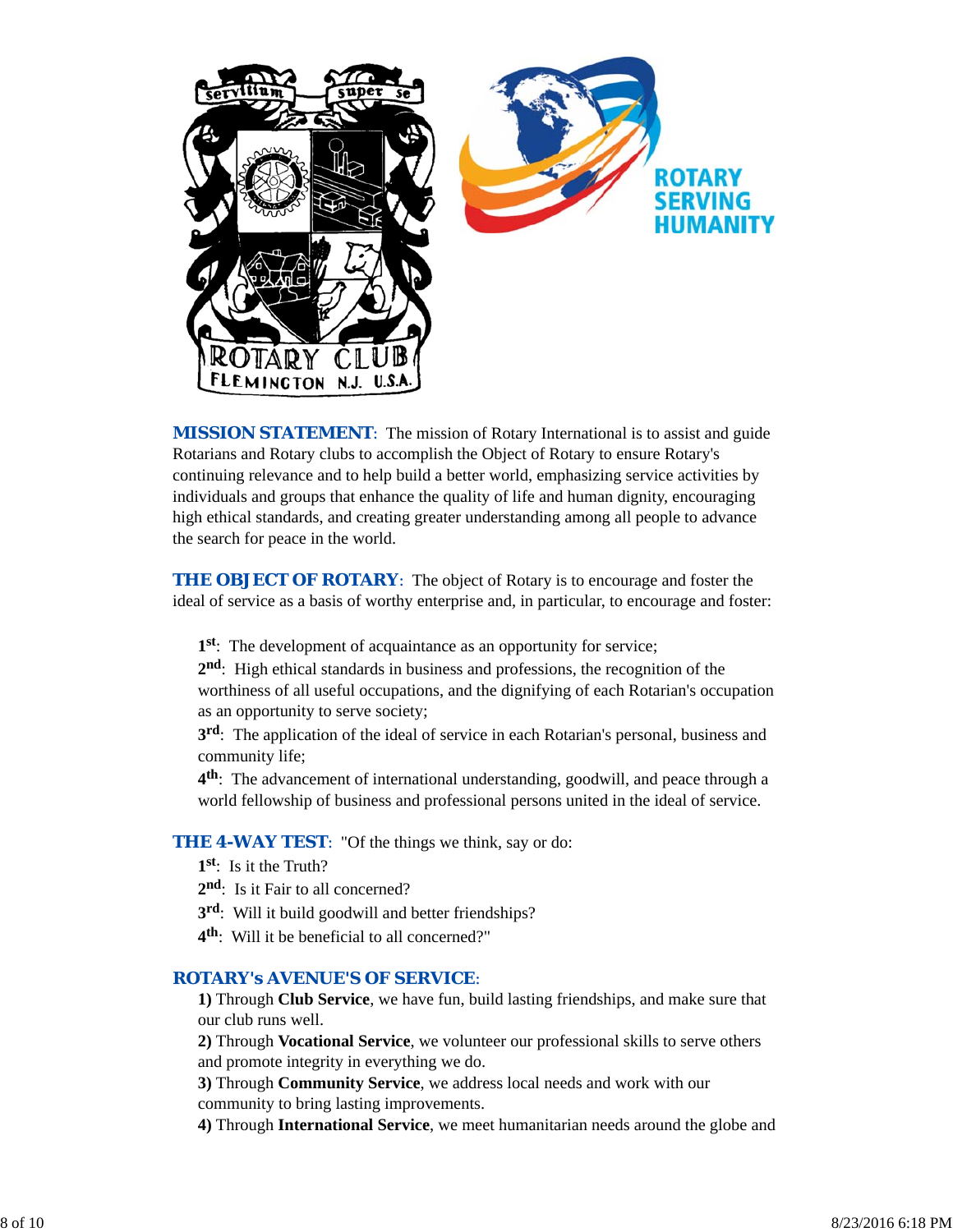**MISSION STATEMENT**: The mission of Rotary International is to assist and guide Rotarians and Rotary clubs to accomplish the Object of Rotary to ensure Rotary's continuing relevance and to help build a better world, emphasizing service activities by individuals and groups that enhance the quality of life and human dignity, encouraging high ethical standards, and creating greater understanding among all people to advance the search for peace in the world.

**THE OBJECT OF ROTARY**: The object of Rotary is to encourage and foster the ideal of service as a basis of worthy enterprise and, in particular, to encourage and foster:

**1st**: The development of acquaintance as an opportunity for service;
**2nd**: High ethical standards in business and professions, the recognition of the worthiness of all useful occupations, and the dignifying of each Rotarian's occupation as an opportunity to serve society;
**3rd**: The application of the ideal of service in each Rotarian's personal, business and community life;
**4th**: The advancement of international understanding, goodwill, and peace through a world fellowship of business and professional persons united in the ideal of service.

**THE 4-WAY TEST**: "Of the things we think, say or do:
**1st**: Is it the Truth?
**2nd**: Is it Fair to all concerned?
**3rd**: Will it build goodwill and better friendships?
**4th**: Will it be beneficial to all concerned?"

**ROTARY's AVENUE'S OF SERVICE**:
**1)** Through **Club Service**, we have fun, build lasting friendships, and make sure that our club runs well.
**2)** Through **Vocational Service**, we volunteer our professional skills to serve others and promote integrity in everything we do.
**3)** Through **Community Service**, we address local needs and work with our community to bring lasting improvements.
**4)** Through **International Service**, we meet humanitarian needs around the globe and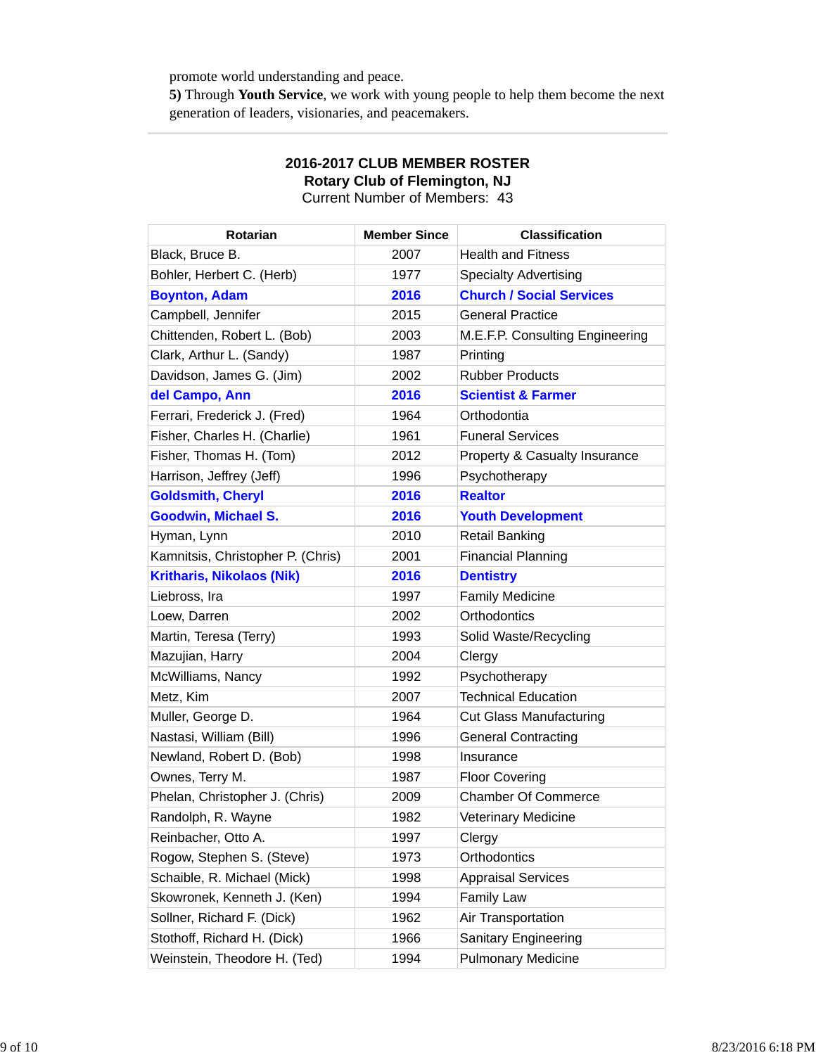promote world understanding and peace.

**5)** Through **Youth Service**, we work with young people to help them become the next generation of leaders, visionaries, and peacemakers.

---

**2016-2017 CLUB MEMBER ROSTER**
**Rotary Club of Flemington, NJ**
Current Number of Members: 43

| Rotarian | Member Since | Classification |
|---|---|---|
| Black, Bruce B. | 2007 | Health and Fitness |
| Bohler, Herbert C. (Herb) | 1977 | Specialty Advertising |
| **Boynton, Adam** | **2016** | **Church / Social Services** |
| Campbell, Jennifer | 2015 | General Practice |
| Chittenden, Robert L. (Bob) | 2003 | M.E.F.P. Consulting Engineering |
| Clark, Arthur L. (Sandy) | 1987 | Printing |
| Davidson, James G. (Jim) | 2002 | Rubber Products |
| **del Campo, Ann** | **2016** | **Scientist & Farmer** |
| Ferrari, Frederick J. (Fred) | 1964 | Orthodontia |
| Fisher, Charles H. (Charlie) | 1961 | Funeral Services |
| Fisher, Thomas H. (Tom) | 2012 | Property & Casualty Insurance |
| Harrison, Jeffrey (Jeff) | 1996 | Psychotherapy |
| **Goldsmith, Cheryl** | **2016** | **Realtor** |
| **Goodwin, Michael S.** | **2016** | **Youth Development** |
| Hyman, Lynn | 2010 | Retail Banking |
| Kamnitsis, Christopher P. (Chris) | 2001 | Financial Planning |
| **Kritharis, Nikolaos (Nik)** | **2016** | **Dentistry** |
| Liebross, Ira | 1997 | Family Medicine |
| Loew, Darren | 2002 | Orthodontics |
| Martin, Teresa (Terry) | 1993 | Solid Waste/Recycling |
| Mazujian, Harry | 2004 | Clergy |
| McWilliams, Nancy | 1992 | Psychotherapy |
| Metz, Kim | 2007 | Technical Education |
| Muller, George D. | 1964 | Cut Glass Manufacturing |
| Nastasi, William (Bill) | 1996 | General Contracting |
| Newland, Robert D. (Bob) | 1998 | Insurance |
| Ownes, Terry M. | 1987 | Floor Covering |
| Phelan, Christopher J. (Chris) | 2009 | Chamber Of Commerce |
| Randolph, R. Wayne | 1982 | Veterinary Medicine |
| Reinbacher, Otto A. | 1997 | Clergy |
| Rogow, Stephen S. (Steve) | 1973 | Orthodontics |
| Schaible, R. Michael (Mick) | 1998 | Appraisal Services |
| Skowronek, Kenneth J. (Ken) | 1994 | Family Law |
| Sollner, Richard F. (Dick) | 1962 | Air Transportation |
| Stothoff, Richard H. (Dick) | 1966 | Sanitary Engineering |
| Weinstein, Theodore H. (Ted) | 1994 | Pulmonary Medicine |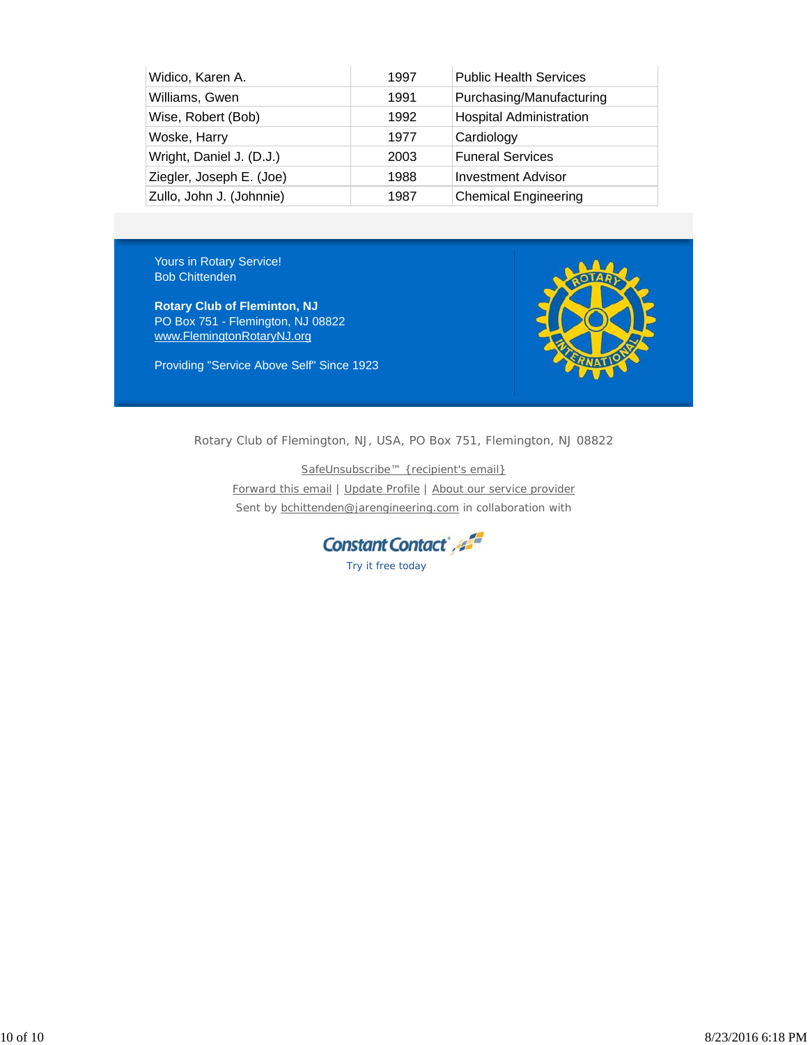| | | |
|---|---|---|
| Widico, Karen A. | 1997 | Public Health Services |
| Williams, Gwen | 1991 | Purchasing/Manufacturing |
| Wise, Robert (Bob) | 1992 | Hospital Administration |
| Woske, Harry | 1977 | Cardiology |
| Wright, Daniel J. (D.J.) | 2003 | Funeral Services |
| Ziegler, Joseph E. (Joe) | 1988 | Investment Advisor |
| Zullo, John J. (Johnnie) | 1987 | Chemical Engineering |

Yours in Rotary Service!
Bob Chittenden

**Rotary Club of Fleminton, NJ**
PO Box 751 - Flemington, NJ 08822
www.FlemingtonRotaryNJ.org

Providing "Service Above Self" Since 1923

Rotary Club of Flemington, NJ, USA, PO Box 751, Flemington, NJ 08822

SafeUnsubscribe™ {recipient's email}

Forward this email | Update Profile | About our service provider

Sent by bchittenden@jarengineering.com in collaboration with

Constant Contact

Try it free today